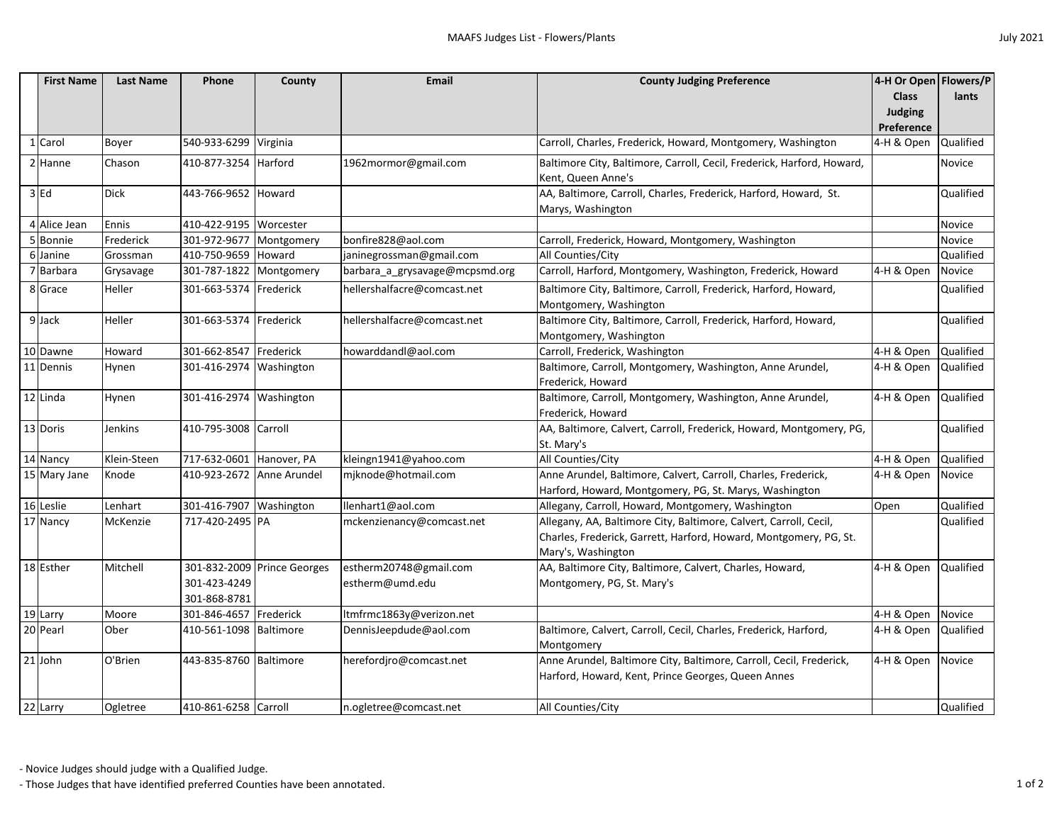# MAAFS Judges List - Flowers/Plants

July 2021

| | First Name | Last Name | Phone | County | Email | County Judging Preference | 4-H Or Open Class Judging Preference | Flowers/Plants |
|---|---|---|---|---|---|---|---|---|
| 1 | Carol | Boyer | 540-933-6299 | Virginia | | Carroll, Charles, Frederick, Howard, Montgomery, Washington | 4-H & Open | Qualified |
| 2 | Hanne | Chason | 410-877-3254 | Harford | 1962mormor@gmail.com | Baltimore City, Baltimore, Carroll, Cecil, Frederick, Harford, Howard, Kent, Queen Anne's | | Novice |
| 3 | Ed | Dick | 443-766-9652 | Howard | | AA, Baltimore, Carroll, Charles, Frederick, Harford, Howard, St. Marys, Washington | | Qualified |
| 4 | Alice Jean | Ennis | 410-422-9195 | Worcester | | | | Novice |
| 5 | Bonnie | Frederick | 301-972-9677 | Montgomery | bonfire828@aol.com | Carroll, Frederick, Howard, Montgomery, Washington | | Novice |
| 6 | Janine | Grossman | 410-750-9659 | Howard | janinegrossman@gmail.com | All Counties/City | | Qualified |
| 7 | Barbara | Grysavage | 301-787-1822 | Montgomery | barbara_a_grysavage@mcpsmd.org | Carroll, Harford, Montgomery, Washington, Frederick, Howard | 4-H & Open | Novice |
| 8 | Grace | Heller | 301-663-5374 | Frederick | hellershalfacre@comcast.net | Baltimore City, Baltimore, Carroll, Frederick, Harford, Howard, Montgomery, Washington | | Qualified |
| 9 | Jack | Heller | 301-663-5374 | Frederick | hellershalfacre@comcast.net | Baltimore City, Baltimore, Carroll, Frederick, Harford, Howard, Montgomery, Washington | | Qualified |
| 10 | Dawne | Howard | 301-662-8547 | Frederick | howarddandl@aol.com | Carroll, Frederick, Washington | 4-H & Open | Qualified |
| 11 | Dennis | Hynen | 301-416-2974 | Washington | | Baltimore, Carroll, Montgomery, Washington, Anne Arundel, Frederick, Howard | 4-H & Open | Qualified |
| 12 | Linda | Hynen | 301-416-2974 | Washington | | Baltimore, Carroll, Montgomery, Washington, Anne Arundel, Frederick, Howard | 4-H & Open | Qualified |
| 13 | Doris | Jenkins | 410-795-3008 | Carroll | | AA, Baltimore, Calvert, Carroll, Frederick, Howard, Montgomery, PG, St. Mary's | | Qualified |
| 14 | Nancy | Klein-Steen | 717-632-0601 | Hanover, PA | kleingn1941@yahoo.com | All Counties/City | 4-H & Open | Qualified |
| 15 | Mary Jane | Knode | 410-923-2672 | Anne Arundel | mjknode@hotmail.com | Anne Arundel, Baltimore, Calvert, Carroll, Charles, Frederick, Harford, Howard, Montgomery, PG, St. Marys, Washington | 4-H & Open | Novice |
| 16 | Leslie | Lenhart | 301-416-7907 | Washington | llenhart1@aol.com | Allegany, Carroll, Howard, Montgomery, Washington | Open | Qualified |
| 17 | Nancy | McKenzie | 717-420-2495 | PA | mckenzienancy@comcast.net | Allegany, AA, Baltimore City, Baltimore, Calvert, Carroll, Cecil, Charles, Frederick, Garrett, Harford, Howard, Montgomery, PG, St. Mary's, Washington | | Qualified |
| 18 | Esther | Mitchell | 301-832-2009<br>301-423-4249<br>301-868-8781 | Prince Georges | estherm20748@gmail.com<br>estherm@umd.edu | AA, Baltimore City, Baltimore, Calvert, Charles, Howard, Montgomery, PG, St. Mary's | 4-H & Open | Qualified |
| 19 | Larry | Moore | 301-846-4657 | Frederick | ltmfrmc1863y@verizon.net | | 4-H & Open | Novice |
| 20 | Pearl | Ober | 410-561-1098 | Baltimore | DennisJeepdude@aol.com | Baltimore, Calvert, Carroll, Cecil, Charles, Frederick, Harford, Montgomery | 4-H & Open | Qualified |
| 21 | John | O'Brien | 443-835-8760 | Baltimore | herefordjro@comcast.net | Anne Arundel, Baltimore City, Baltimore, Carroll, Cecil, Frederick, Harford, Howard, Kent, Prince Georges, Queen Annes | 4-H & Open | Novice |
| 22 | Larry | Ogletree | 410-861-6258 | Carroll | n.ogletree@comcast.net | All Counties/City | | Qualified |

- Novice Judges should judge with a Qualified Judge.
- Those Judges that have identified preferred Counties have been annotated.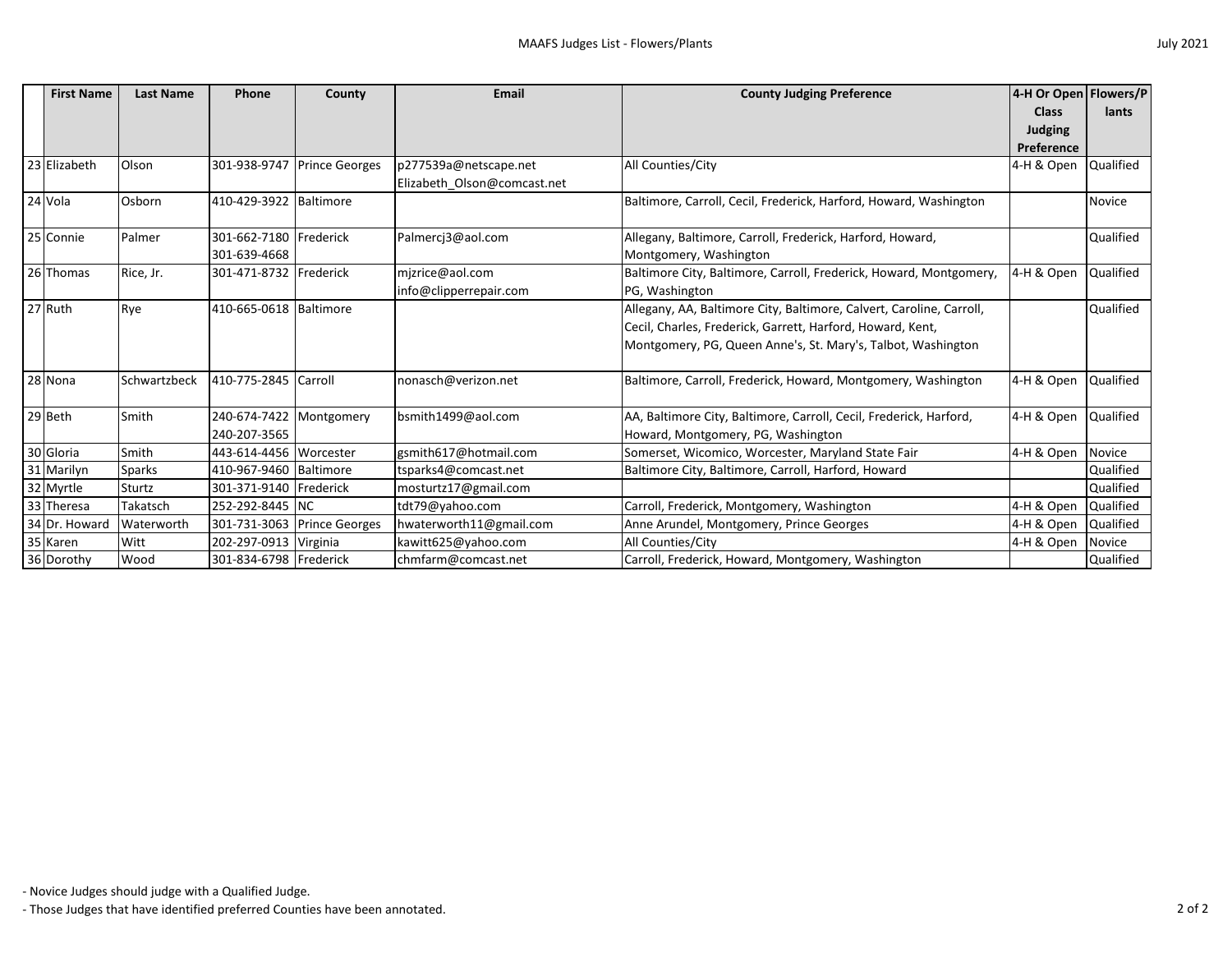| | First Name | Last Name | Phone | County | Email | County Judging Preference | 4-H Or Open Class Judging Preference | Flowers/Plants |
|---|---|---|---|---|---|---|---|---|
| 23 | Elizabeth | Olson | 301-938-9747 | Prince Georges | p277539a@netscape.net Elizabeth_Olson@comcast.net | All Counties/City | 4-H & Open | Qualified |
| 24 | Vola | Osborn | 410-429-3922 | Baltimore | | Baltimore, Carroll, Cecil, Frederick, Harford, Howard, Washington | | Novice |
| 25 | Connie | Palmer | 301-662-7180 301-639-4668 | Frederick | Palmercj3@aol.com | Allegany, Baltimore, Carroll, Frederick, Harford, Howard, Montgomery, Washington | | Qualified |
| 26 | Thomas | Rice, Jr. | 301-471-8732 | Frederick | mjzrice@aol.com info@clipperrepair.com | Baltimore City, Baltimore, Carroll, Frederick, Howard, Montgomery, PG, Washington | 4-H & Open | Qualified |
| 27 | Ruth | Rye | 410-665-0618 | Baltimore | | Allegany, AA, Baltimore City, Baltimore, Calvert, Caroline, Carroll, Cecil, Charles, Frederick, Garrett, Harford, Howard, Kent, Montgomery, PG, Queen Anne's, St. Mary's, Talbot, Washington | | Qualified |
| 28 | Nona | Schwartzbeck | 410-775-2845 | Carroll | nonasch@verizon.net | Baltimore, Carroll, Frederick, Howard, Montgomery, Washington | 4-H & Open | Qualified |
| 29 | Beth | Smith | 240-674-7422 240-207-3565 | Montgomery | bsmith1499@aol.com | AA, Baltimore City, Baltimore, Carroll, Cecil, Frederick, Harford, Howard, Montgomery, PG, Washington | 4-H & Open | Qualified |
| 30 | Gloria | Smith | 443-614-4456 | Worcester | gsmith617@hotmail.com | Somerset, Wicomico, Worcester, Maryland State Fair | 4-H & Open | Novice |
| 31 | Marilyn | Sparks | 410-967-9460 | Baltimore | tsparks4@comcast.net | Baltimore City, Baltimore, Carroll, Harford, Howard | | Qualified |
| 32 | Myrtle | Sturtz | 301-371-9140 | Frederick | mosturtz17@gmail.com | | | Qualified |
| 33 | Theresa | Takatsch | 252-292-8445 | NC | tdt79@yahoo.com | Carroll, Frederick, Montgomery, Washington | 4-H & Open | Qualified |
| 34 | Dr. Howard | Waterworth | 301-731-3063 | Prince Georges | hwaterworth11@gmail.com | Anne Arundel, Montgomery, Prince Georges | 4-H & Open | Qualified |
| 35 | Karen | Witt | 202-297-0913 | Virginia | kawitt625@yahoo.com | All Counties/City | 4-H & Open | Novice |
| 36 | Dorothy | Wood | 301-834-6798 | Frederick | chmfarm@comcast.net | Carroll, Frederick, Howard, Montgomery, Washington | | Qualified |

- Novice Judges should judge with a Qualified Judge.
- Those Judges that have identified preferred Counties have been annotated.